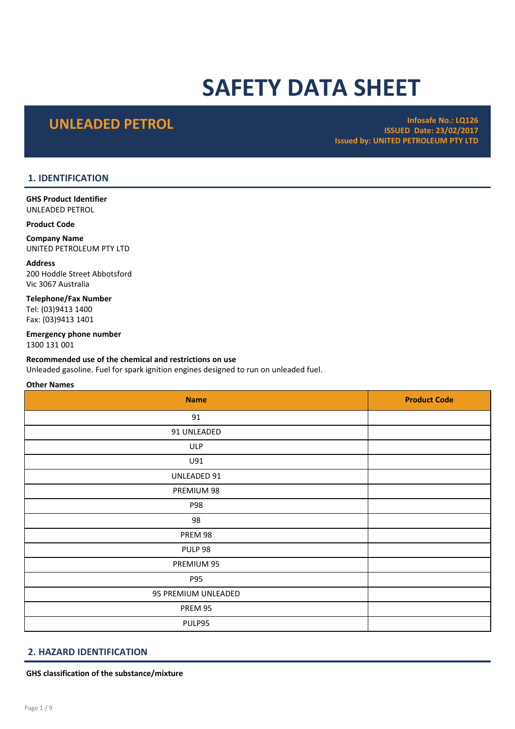# SAFETY DATA SHEET

## UNLEADED PETROL

**Infosafe No.: LQ126**
**ISSUED Date: 23/02/2017**
**Issued by: UNITED PETROLEUM PTY LTD**

## 1. IDENTIFICATION

**GHS Product Identifier**
UNLEADED PETROL

**Product Code**

**Company Name**
UNITED PETROLEUM PTY LTD

**Address**
200 Hoddle Street Abbotsford
Vic 3067 Australia

**Telephone/Fax Number**
Tel: (03)9413 1400
Fax: (03)9413 1401

**Emergency phone number**
1300 131 001

**Recommended use of the chemical and restrictions on use**
Unleaded gasoline. Fuel for spark ignition engines designed to run on unleaded fuel.

**Other Names**

| Name | Product Code |
|---|---|
| 91 | |
| 91 UNLEADED | |
| ULP | |
| U91 | |
| UNLEADED 91 | |
| PREMIUM 98 | |
| P98 | |
| 98 | |
| PREM 98 | |
| PULP 98 | |
| PREMIUM 95 | |
| P95 | |
| 95 PREMIUM UNLEADED | |
| PREM 95 | |
| PULP95 | |

## 2. HAZARD IDENTIFICATION

**GHS classification of the substance/mixture**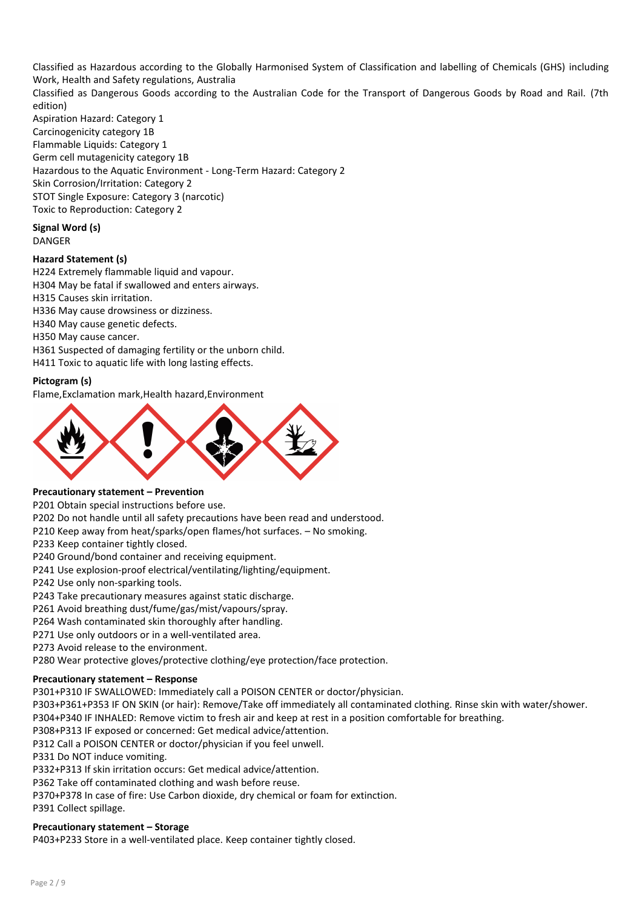Classified as Hazardous according to the Globally Harmonised System of Classification and labelling of Chemicals (GHS) including Work, Health and Safety regulations, Australia

Classified as Dangerous Goods according to the Australian Code for the Transport of Dangerous Goods by Road and Rail. (7th edition)

Aspiration Hazard: Category 1
Carcinogenicity category 1B
Flammable Liquids: Category 1
Germ cell mutagenicity category 1B
Hazardous to the Aquatic Environment - Long-Term Hazard: Category 2
Skin Corrosion/Irritation: Category 2
STOT Single Exposure: Category 3 (narcotic)
Toxic to Reproduction: Category 2

**Signal Word (s)**

DANGER

**Hazard Statement (s)**

H224 Extremely flammable liquid and vapour.
H304 May be fatal if swallowed and enters airways.
H315 Causes skin irritation.
H336 May cause drowsiness or dizziness.
H340 May cause genetic defects.
H350 May cause cancer.
H361 Suspected of damaging fertility or the unborn child.
H411 Toxic to aquatic life with long lasting effects.

**Pictogram (s)**

Flame,Exclamation mark,Health hazard,Environment

**Precautionary statement – Prevention**

P201 Obtain special instructions before use.
P202 Do not handle until all safety precautions have been read and understood.
P210 Keep away from heat/sparks/open flames/hot surfaces. – No smoking.
P233 Keep container tightly closed.
P240 Ground/bond container and receiving equipment.
P241 Use explosion-proof electrical/ventilating/lighting/equipment.
P242 Use only non-sparking tools.
P243 Take precautionary measures against static discharge.
P261 Avoid breathing dust/fume/gas/mist/vapours/spray.
P264 Wash contaminated skin thoroughly after handling.
P271 Use only outdoors or in a well-ventilated area.
P273 Avoid release to the environment.
P280 Wear protective gloves/protective clothing/eye protection/face protection.

**Precautionary statement – Response**

P301+P310 IF SWALLOWED: Immediately call a POISON CENTER or doctor/physician.
P303+P361+P353 IF ON SKIN (or hair): Remove/Take off immediately all contaminated clothing. Rinse skin with water/shower.
P304+P340 IF INHALED: Remove victim to fresh air and keep at rest in a position comfortable for breathing.
P308+P313 IF exposed or concerned: Get medical advice/attention.
P312 Call a POISON CENTER or doctor/physician if you feel unwell.
P331 Do NOT induce vomiting.
P332+P313 If skin irritation occurs: Get medical advice/attention.
P362 Take off contaminated clothing and wash before reuse.
P370+P378 In case of fire: Use Carbon dioxide, dry chemical or foam for extinction.
P391 Collect spillage.

**Precautionary statement – Storage**

P403+P233 Store in a well-ventilated place. Keep container tightly closed.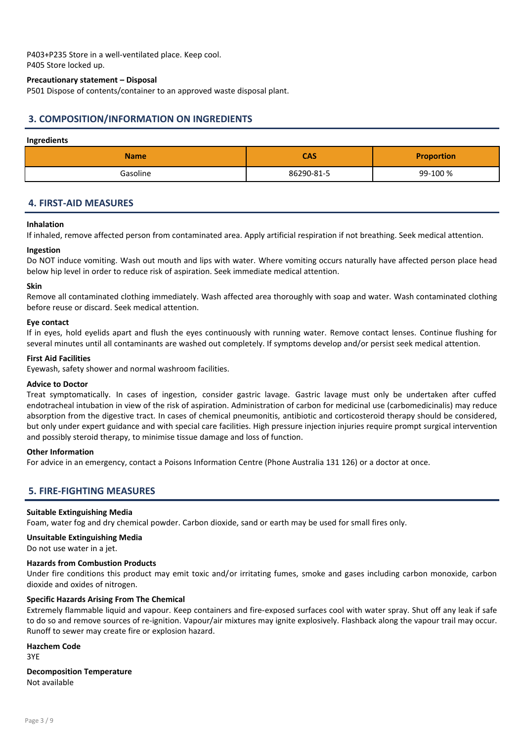P403+P235 Store in a well-ventilated place. Keep cool.
P405 Store locked up.

**Precautionary statement – Disposal**

P501 Dispose of contents/container to an approved waste disposal plant.

## 3. COMPOSITION/INFORMATION ON INGREDIENTS

**Ingredients**

| Name | CAS | Proportion |
| --- | --- | --- |
| Gasoline | 86290-81-5 | 99-100 % |

## 4. FIRST-AID MEASURES

**Inhalation**

If inhaled, remove affected person from contaminated area. Apply artificial respiration if not breathing. Seek medical attention.

**Ingestion**

Do NOT induce vomiting. Wash out mouth and lips with water. Where vomiting occurs naturally have affected person place head below hip level in order to reduce risk of aspiration. Seek immediate medical attention.

**Skin**

Remove all contaminated clothing immediately. Wash affected area thoroughly with soap and water. Wash contaminated clothing before reuse or discard. Seek medical attention.

**Eye contact**

If in eyes, hold eyelids apart and flush the eyes continuously with running water. Remove contact lenses. Continue flushing for several minutes until all contaminants are washed out completely. If symptoms develop and/or persist seek medical attention.

**First Aid Facilities**

Eyewash, safety shower and normal washroom facilities.

**Advice to Doctor**

Treat symptomatically. In cases of ingestion, consider gastric lavage. Gastric lavage must only be undertaken after cuffed endotracheal intubation in view of the risk of aspiration. Administration of carbon for medicinal use (carbomedicinalis) may reduce absorption from the digestive tract. In cases of chemical pneumonitis, antibiotic and corticosteroid therapy should be considered, but only under expert guidance and with special care facilities. High pressure injection injuries require prompt surgical intervention and possibly steroid therapy, to minimise tissue damage and loss of function.

**Other Information**

For advice in an emergency, contact a Poisons Information Centre (Phone Australia 131 126) or a doctor at once.

## 5. FIRE-FIGHTING MEASURES

**Suitable Extinguishing Media**

Foam, water fog and dry chemical powder. Carbon dioxide, sand or earth may be used for small fires only.

**Unsuitable Extinguishing Media**

Do not use water in a jet.

**Hazards from Combustion Products**

Under fire conditions this product may emit toxic and/or irritating fumes, smoke and gases including carbon monoxide, carbon dioxide and oxides of nitrogen.

**Specific Hazards Arising From The Chemical**

Extremely flammable liquid and vapour. Keep containers and fire-exposed surfaces cool with water spray. Shut off any leak if safe to do so and remove sources of re-ignition. Vapour/air mixtures may ignite explosively. Flashback along the vapour trail may occur. Runoff to sewer may create fire or explosion hazard.

**Hazchem Code**

3YE

**Decomposition Temperature**

Not available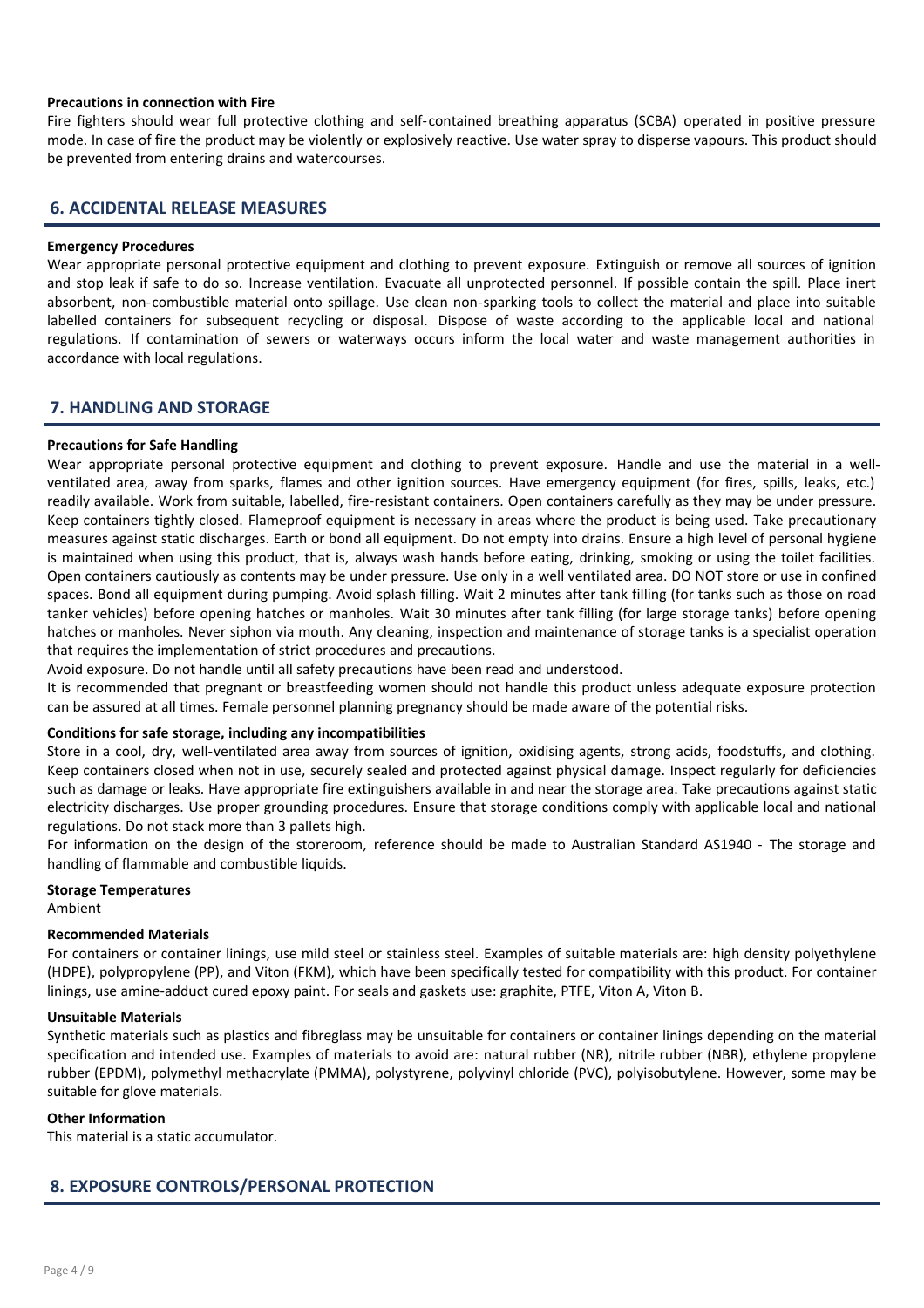**Precautions in connection with Fire**

Fire fighters should wear full protective clothing and self-contained breathing apparatus (SCBA) operated in positive pressure mode. In case of fire the product may be violently or explosively reactive. Use water spray to disperse vapours. This product should be prevented from entering drains and watercourses.

## 6. ACCIDENTAL RELEASE MEASURES

**Emergency Procedures**

Wear appropriate personal protective equipment and clothing to prevent exposure. Extinguish or remove all sources of ignition and stop leak if safe to do so. Increase ventilation. Evacuate all unprotected personnel. If possible contain the spill. Place inert absorbent, non-combustible material onto spillage. Use clean non-sparking tools to collect the material and place into suitable labelled containers for subsequent recycling or disposal. Dispose of waste according to the applicable local and national regulations. If contamination of sewers or waterways occurs inform the local water and waste management authorities in accordance with local regulations.

## 7. HANDLING AND STORAGE

**Precautions for Safe Handling**

Wear appropriate personal protective equipment and clothing to prevent exposure. Handle and use the material in a well-ventilated area, away from sparks, flames and other ignition sources. Have emergency equipment (for fires, spills, leaks, etc.) readily available. Work from suitable, labelled, fire-resistant containers. Open containers carefully as they may be under pressure. Keep containers tightly closed. Flameproof equipment is necessary in areas where the product is being used. Take precautionary measures against static discharges. Earth or bond all equipment. Do not empty into drains. Ensure a high level of personal hygiene is maintained when using this product, that is, always wash hands before eating, drinking, smoking or using the toilet facilities. Open containers cautiously as contents may be under pressure. Use only in a well ventilated area. DO NOT store or use in confined spaces. Bond all equipment during pumping. Avoid splash filling. Wait 2 minutes after tank filling (for tanks such as those on road tanker vehicles) before opening hatches or manholes. Wait 30 minutes after tank filling (for large storage tanks) before opening hatches or manholes. Never siphon via mouth. Any cleaning, inspection and maintenance of storage tanks is a specialist operation that requires the implementation of strict procedures and precautions.

Avoid exposure. Do not handle until all safety precautions have been read and understood.

It is recommended that pregnant or breastfeeding women should not handle this product unless adequate exposure protection can be assured at all times. Female personnel planning pregnancy should be made aware of the potential risks.

**Conditions for safe storage, including any incompatibilities**

Store in a cool, dry, well-ventilated area away from sources of ignition, oxidising agents, strong acids, foodstuffs, and clothing. Keep containers closed when not in use, securely sealed and protected against physical damage. Inspect regularly for deficiencies such as damage or leaks. Have appropriate fire extinguishers available in and near the storage area. Take precautions against static electricity discharges. Use proper grounding procedures. Ensure that storage conditions comply with applicable local and national regulations. Do not stack more than 3 pallets high.

For information on the design of the storeroom, reference should be made to Australian Standard AS1940 - The storage and handling of flammable and combustible liquids.

**Storage Temperatures**

Ambient

**Recommended Materials**

For containers or container linings, use mild steel or stainless steel. Examples of suitable materials are: high density polyethylene (HDPE), polypropylene (PP), and Viton (FKM), which have been specifically tested for compatibility with this product. For container linings, use amine-adduct cured epoxy paint. For seals and gaskets use: graphite, PTFE, Viton A, Viton B.

**Unsuitable Materials**

Synthetic materials such as plastics and fibreglass may be unsuitable for containers or container linings depending on the material specification and intended use. Examples of materials to avoid are: natural rubber (NR), nitrile rubber (NBR), ethylene propylene rubber (EPDM), polymethyl methacrylate (PMMA), polystyrene, polyvinyl chloride (PVC), polyisobutylene. However, some may be suitable for glove materials.

**Other Information**

This material is a static accumulator.

## 8. EXPOSURE CONTROLS/PERSONAL PROTECTION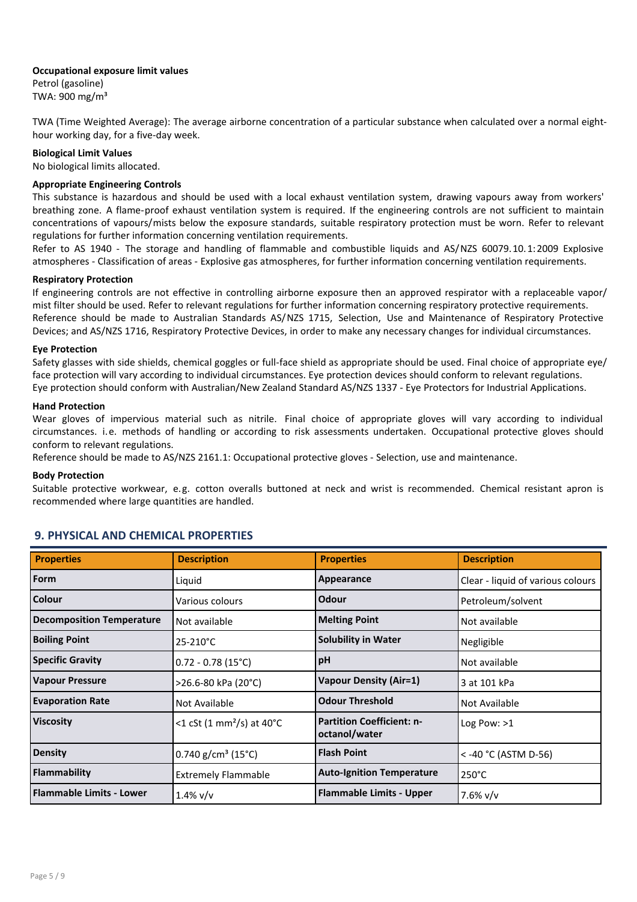**Occupational exposure limit values**

Petrol (gasoline)
TWA: 900 mg/m³

TWA (Time Weighted Average): The average airborne concentration of a particular substance when calculated over a normal eight-hour working day, for a five-day week.

**Biological Limit Values**

No biological limits allocated.

**Appropriate Engineering Controls**

This substance is hazardous and should be used with a local exhaust ventilation system, drawing vapours away from workers' breathing zone. A flame-proof exhaust ventilation system is required. If the engineering controls are not sufficient to maintain concentrations of vapours/mists below the exposure standards, suitable respiratory protection must be worn. Refer to relevant regulations for further information concerning ventilation requirements.
Refer to AS 1940 - The storage and handling of flammable and combustible liquids and AS/NZS 60079.10.1:2009 Explosive atmospheres - Classification of areas - Explosive gas atmospheres, for further information concerning ventilation requirements.

**Respiratory Protection**

If engineering controls are not effective in controlling airborne exposure then an approved respirator with a replaceable vapor/mist filter should be used. Refer to relevant regulations for further information concerning respiratory protective requirements. Reference should be made to Australian Standards AS/NZS 1715, Selection, Use and Maintenance of Respiratory Protective Devices; and AS/NZS 1716, Respiratory Protective Devices, in order to make any necessary changes for individual circumstances.

**Eye Protection**

Safety glasses with side shields, chemical goggles or full-face shield as appropriate should be used. Final choice of appropriate eye/face protection will vary according to individual circumstances. Eye protection devices should conform to relevant regulations.
Eye protection should conform with Australian/New Zealand Standard AS/NZS 1337 - Eye Protectors for Industrial Applications.

**Hand Protection**

Wear gloves of impervious material such as nitrile. Final choice of appropriate gloves will vary according to individual circumstances. i.e. methods of handling or according to risk assessments undertaken. Occupational protective gloves should conform to relevant regulations.
Reference should be made to AS/NZS 2161.1: Occupational protective gloves - Selection, use and maintenance.

**Body Protection**

Suitable protective workwear, e.g. cotton overalls buttoned at neck and wrist is recommended. Chemical resistant apron is recommended where large quantities are handled.

## 9. PHYSICAL AND CHEMICAL PROPERTIES

| Properties | Description | Properties | Description |
|---|---|---|---|
| **Form** | Liquid | **Appearance** | Clear - liquid of various colours |
| **Colour** | Various colours | **Odour** | Petroleum/solvent |
| **Decomposition Temperature** | Not available | **Melting Point** | Not available |
| **Boiling Point** | 25-210°C | **Solubility in Water** | Negligible |
| **Specific Gravity** | 0.72 - 0.78 (15°C) | **pH** | Not available |
| **Vapour Pressure** | >26.6-80 kPa (20°C) | **Vapour Density (Air=1)** | 3 at 101 kPa |
| **Evaporation Rate** | Not Available | **Odour Threshold** | Not Available |
| **Viscosity** | <1 cSt (1 mm²/s) at 40°C | **Partition Coefficient: n-octanol/water** | Log Pow: >1 |
| **Density** | 0.740 g/cm³ (15°C) | **Flash Point** | < -40 °C (ASTM D-56) |
| **Flammability** | Extremely Flammable | **Auto-Ignition Temperature** | 250°C |
| **Flammable Limits - Lower** | 1.4% v/v | **Flammable Limits - Upper** | 7.6% v/v |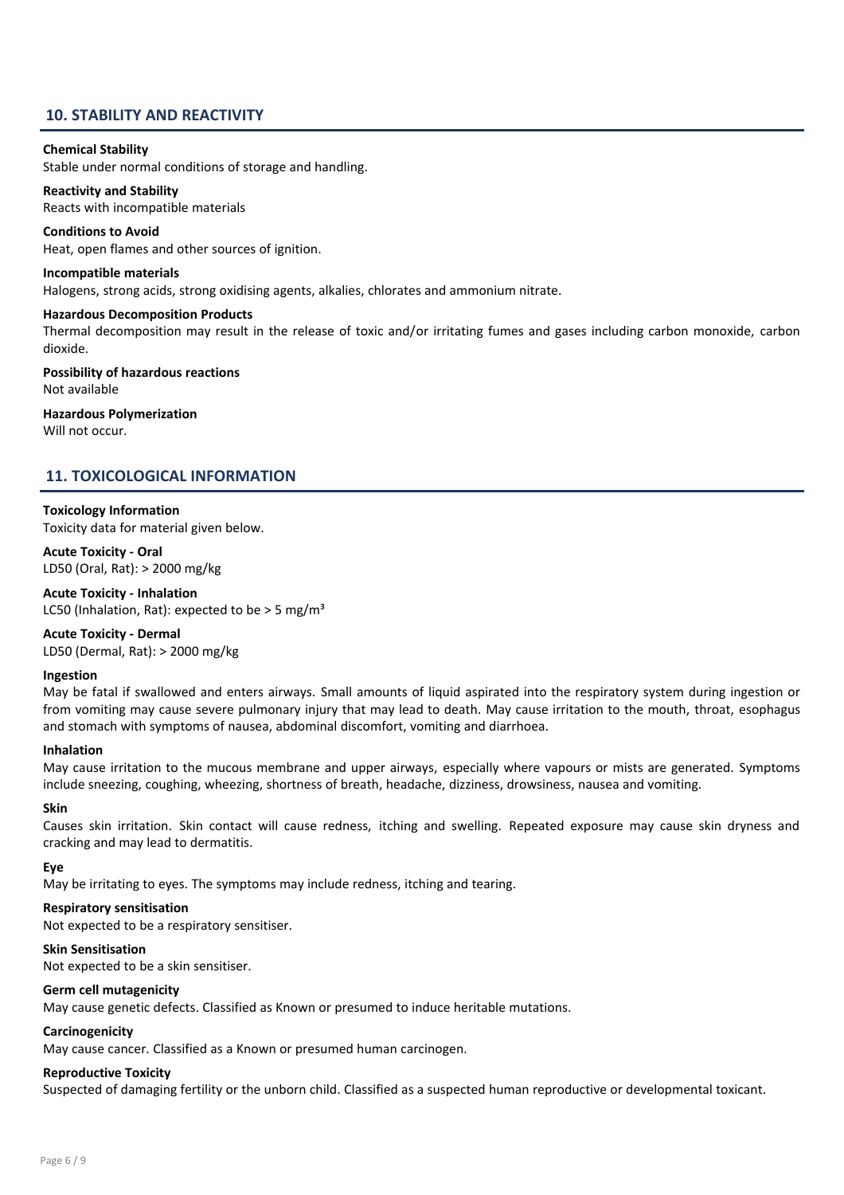## 10. STABILITY AND REACTIVITY

**Chemical Stability**
Stable under normal conditions of storage and handling.

**Reactivity and Stability**
Reacts with incompatible materials

**Conditions to Avoid**
Heat, open flames and other sources of ignition.

**Incompatible materials**
Halogens, strong acids, strong oxidising agents, alkalies, chlorates and ammonium nitrate.

**Hazardous Decomposition Products**
Thermal decomposition may result in the release of toxic and/or irritating fumes and gases including carbon monoxide, carbon dioxide.

**Possibility of hazardous reactions**
Not available

**Hazardous Polymerization**
Will not occur.

## 11. TOXICOLOGICAL INFORMATION

**Toxicology Information**
Toxicity data for material given below.

**Acute Toxicity - Oral**
LD50 (Oral, Rat): > 2000 mg/kg

**Acute Toxicity - Inhalation**
LC50 (Inhalation, Rat): expected to be > 5 mg/m³

**Acute Toxicity - Dermal**
LD50 (Dermal, Rat): > 2000 mg/kg

**Ingestion**
May be fatal if swallowed and enters airways. Small amounts of liquid aspirated into the respiratory system during ingestion or from vomiting may cause severe pulmonary injury that may lead to death. May cause irritation to the mouth, throat, esophagus and stomach with symptoms of nausea, abdominal discomfort, vomiting and diarrhoea.

**Inhalation**
May cause irritation to the mucous membrane and upper airways, especially where vapours or mists are generated. Symptoms include sneezing, coughing, wheezing, shortness of breath, headache, dizziness, drowsiness, nausea and vomiting.

**Skin**
Causes skin irritation. Skin contact will cause redness, itching and swelling. Repeated exposure may cause skin dryness and cracking and may lead to dermatitis.

**Eye**
May be irritating to eyes. The symptoms may include redness, itching and tearing.

**Respiratory sensitisation**
Not expected to be a respiratory sensitiser.

**Skin Sensitisation**
Not expected to be a skin sensitiser.

**Germ cell mutagenicity**
May cause genetic defects. Classified as Known or presumed to induce heritable mutations.

**Carcinogenicity**
May cause cancer. Classified as a Known or presumed human carcinogen.

**Reproductive Toxicity**
Suspected of damaging fertility or the unborn child. Classified as a suspected human reproductive or developmental toxicant.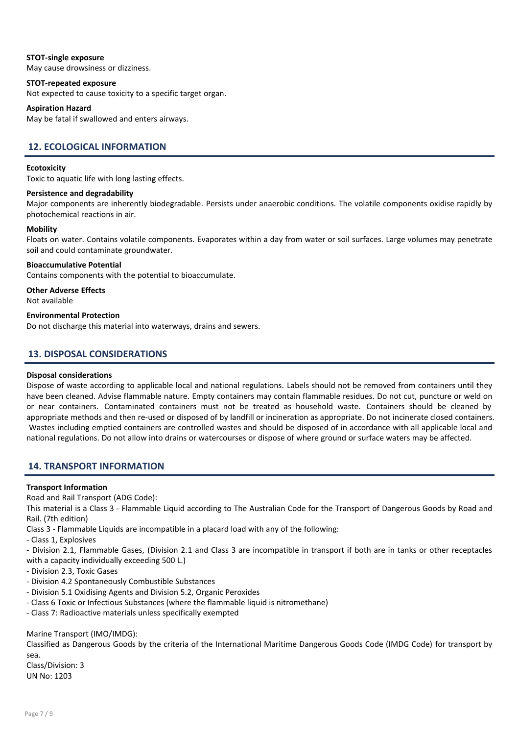**STOT-single exposure**
May cause drowsiness or dizziness.

**STOT-repeated exposure**
Not expected to cause toxicity to a specific target organ.

**Aspiration Hazard**
May be fatal if swallowed and enters airways.

## 12. ECOLOGICAL INFORMATION

**Ecotoxicity**
Toxic to aquatic life with long lasting effects.

**Persistence and degradability**
Major components are inherently biodegradable. Persists under anaerobic conditions. The volatile components oxidise rapidly by photochemical reactions in air.

**Mobility**
Floats on water. Contains volatile components. Evaporates within a day from water or soil surfaces. Large volumes may penetrate soil and could contaminate groundwater.

**Bioaccumulative Potential**
Contains components with the potential to bioaccumulate.

**Other Adverse Effects**
Not available

**Environmental Protection**
Do not discharge this material into waterways, drains and sewers.

## 13. DISPOSAL CONSIDERATIONS

**Disposal considerations**
Dispose of waste according to applicable local and national regulations. Labels should not be removed from containers until they have been cleaned. Advise flammable nature. Empty containers may contain flammable residues. Do not cut, puncture or weld on or near containers. Contaminated containers must not be treated as household waste. Containers should be cleaned by appropriate methods and then re-used or disposed of by landfill or incineration as appropriate. Do not incinerate closed containers. Wastes including emptied containers are controlled wastes and should be disposed of in accordance with all applicable local and national regulations. Do not allow into drains or watercourses or dispose of where ground or surface waters may be affected.

## 14. TRANSPORT INFORMATION

**Transport Information**
Road and Rail Transport (ADG Code):
This material is a Class 3 - Flammable Liquid according to The Australian Code for the Transport of Dangerous Goods by Road and Rail. (7th edition)
Class 3 - Flammable Liquids are incompatible in a placard load with any of the following:
- Class 1, Explosives
- Division 2.1, Flammable Gases, (Division 2.1 and Class 3 are incompatible in transport if both are in tanks or other receptacles with a capacity individually exceeding 500 L.)
- Division 2.3, Toxic Gases
- Division 4.2 Spontaneously Combustible Substances
- Division 5.1 Oxidising Agents and Division 5.2, Organic Peroxides
- Class 6 Toxic or Infectious Substances (where the flammable liquid is nitromethane)
- Class 7: Radioactive materials unless specifically exempted

Marine Transport (IMO/IMDG):
Classified as Dangerous Goods by the criteria of the International Maritime Dangerous Goods Code (IMDG Code) for transport by sea.
Class/Division: 3
UN No: 1203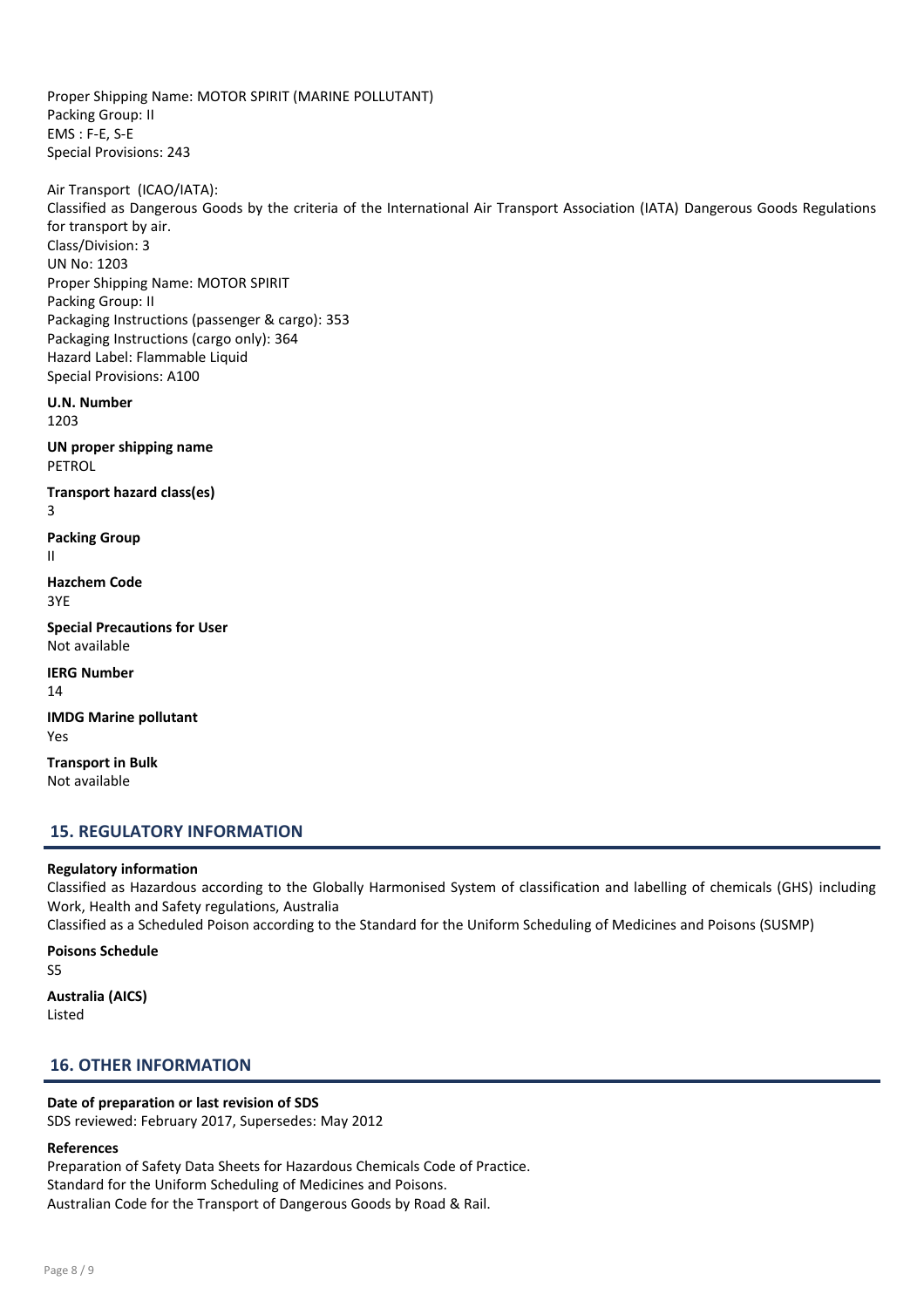Proper Shipping Name: MOTOR SPIRIT (MARINE POLLUTANT)
Packing Group: II
EMS : F-E, S-E
Special Provisions: 243

Air Transport (ICAO/IATA):
Classified as Dangerous Goods by the criteria of the International Air Transport Association (IATA) Dangerous Goods Regulations for transport by air.
Class/Division: 3
UN No: 1203
Proper Shipping Name: MOTOR SPIRIT
Packing Group: II
Packaging Instructions (passenger & cargo): 353
Packaging Instructions (cargo only): 364
Hazard Label: Flammable Liquid
Special Provisions: A100

**U.N. Number**
1203

**UN proper shipping name**
PETROL

**Transport hazard class(es)**
3

**Packing Group**
II

**Hazchem Code**
3YE

**Special Precautions for User**
Not available

**IERG Number**
14

**IMDG Marine pollutant**
Yes

**Transport in Bulk**
Not available

## 15. REGULATORY INFORMATION

**Regulatory information**
Classified as Hazardous according to the Globally Harmonised System of classification and labelling of chemicals (GHS) including Work, Health and Safety regulations, Australia
Classified as a Scheduled Poison according to the Standard for the Uniform Scheduling of Medicines and Poisons (SUSMP)

**Poisons Schedule**
S5

**Australia (AICS)**
Listed

## 16. OTHER INFORMATION

**Date of preparation or last revision of SDS**
SDS reviewed: February 2017, Supersedes: May 2012

**References**
Preparation of Safety Data Sheets for Hazardous Chemicals Code of Practice.
Standard for the Uniform Scheduling of Medicines and Poisons.
Australian Code for the Transport of Dangerous Goods by Road & Rail.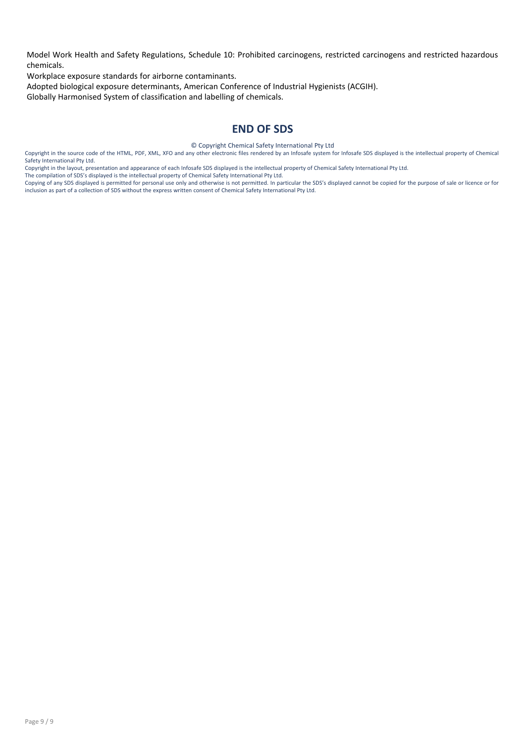Model Work Health and Safety Regulations, Schedule 10: Prohibited carcinogens, restricted carcinogens and restricted hazardous chemicals.

Workplace exposure standards for airborne contaminants.

Adopted biological exposure determinants, American Conference of Industrial Hygienists (ACGIH).

Globally Harmonised System of classification and labelling of chemicals.

## END OF SDS

© Copyright Chemical Safety International Pty Ltd

Copyright in the source code of the HTML, PDF, XML, XFO and any other electronic files rendered by an Infosafe system for Infosafe SDS displayed is the intellectual property of Chemical Safety International Pty Ltd.

Copyright in the layout, presentation and appearance of each Infosafe SDS displayed is the intellectual property of Chemical Safety International Pty Ltd.

The compilation of SDS's displayed is the intellectual property of Chemical Safety International Pty Ltd.

Copying of any SDS displayed is permitted for personal use only and otherwise is not permitted. In particular the SDS's displayed cannot be copied for the purpose of sale or licence or for inclusion as part of a collection of SDS without the express written consent of Chemical Safety International Pty Ltd.